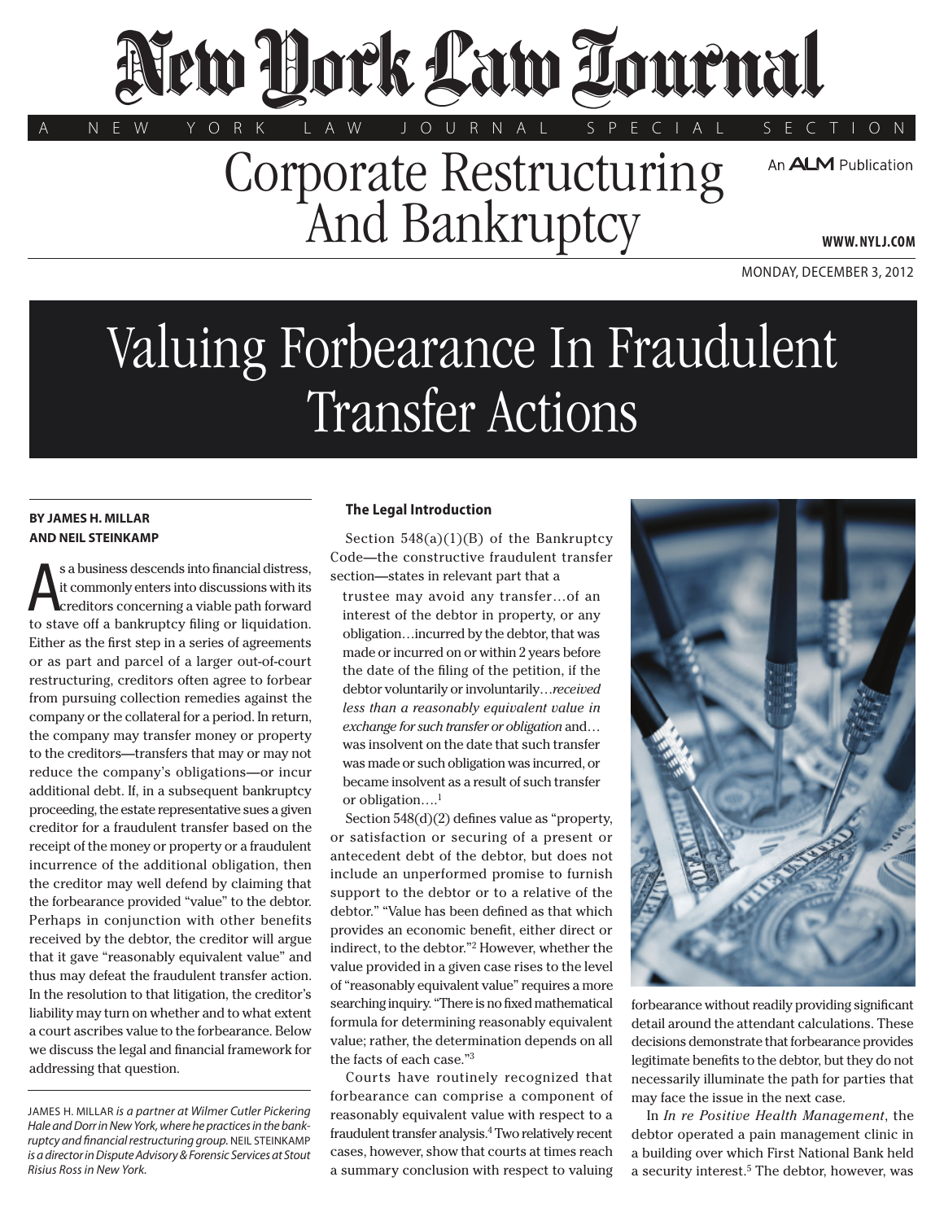# New York Law Journal

A NEW YORK LAW JOURNAL SPECIAL SECTION

## Corporate Restructuring And Bankruptcy

MONDAY, DECEMBER 3, 2012

# Valuing Forbearance In Fraudulent Transfer Actions

**BY JAMES H. MILLAR AND NEIL STEINKAMP**

As a business descends into financial distress, it commonly enters into discussions with its creditors concerning a viable path forward to stave off a bankruptcy filing or liquidation. Either as the first step in a series of agreements or as part and parcel of a larger out-of-court restructuring, creditors often agree to forbear from pursuing collection remedies against the company or the collateral for a period. In return, the company may transfer money or property to the creditors—transfers that may or may not reduce the company's obligations—or incur additional debt. If, in a subsequent bankruptcy proceeding, the estate representative sues a given creditor for a fraudulent transfer based on the receipt of the money or property or a fraudulent incurrence of the additional obligation, then the creditor may well defend by claiming that the forbearance provided "value" to the debtor. Perhaps in conjunction with other benefits received by the debtor, the creditor will argue that it gave "reasonably equivalent value" and thus may defeat the fraudulent transfer action. In the resolution to that litigation, the creditor's liability may turn on whether and to what extent a court ascribes value to the forbearance. Below we discuss the legal and financial framework for addressing that question.

JAMES H. MILLAR *is a partner at Wilmer Cutler Pickering Hale and Dorr in New York, where he practices in the bankruptcy and financial restructuring group.* NEIL STEINKAMP *is a director in Dispute Advisory & Forensic Services at Stout Risius Ross in New York.*

### The Legal Introduction

Section 548(a)(1)(B) of the Bankruptcy Code—the constructive fraudulent transfer section—states in relevant part that a

> trustee may avoid any transfer…of an interest of the debtor in property, or any obligation…incurred by the debtor, that was made or incurred on or within 2 years before the date of the filing of the petition, if the debtor voluntarily or involuntarily…*received less than a reasonably equivalent value in exchange for such transfer or obligation* and…was insolvent on the date that such transfer was made or such obligation was incurred, or became insolvent as a result of such transfer or obligation….[1]

Section 548(d)(2) defines value as "property, or satisfaction or securing of a present or antecedent debt of the debtor, but does not include an unperformed promise to furnish support to the debtor or to a relative of the debtor." "Value has been defined as that which provides an economic benefit, either direct or indirect, to the debtor."[2] However, whether the value provided in a given case rises to the level of "reasonably equivalent value" requires a more searching inquiry. "There is no fixed mathematical formula for determining reasonably equivalent value; rather, the determination depends on all the facts of each case."[3]

Courts have routinely recognized that forbearance can comprise a component of reasonably equivalent value with respect to a fraudulent transfer analysis.[4] Two relatively recent cases, however, show that courts at times reach a summary conclusion with respect to valuing forbearance without readily providing significant detail around the attendant calculations. These decisions demonstrate that forbearance provides legitimate benefits to the debtor, but they do not necessarily illuminate the path for parties that may face the issue in the next case.

In *In re Positive Health Management*, the debtor operated a pain management clinic in a building over which First National Bank held a security interest.[5] The debtor, however, was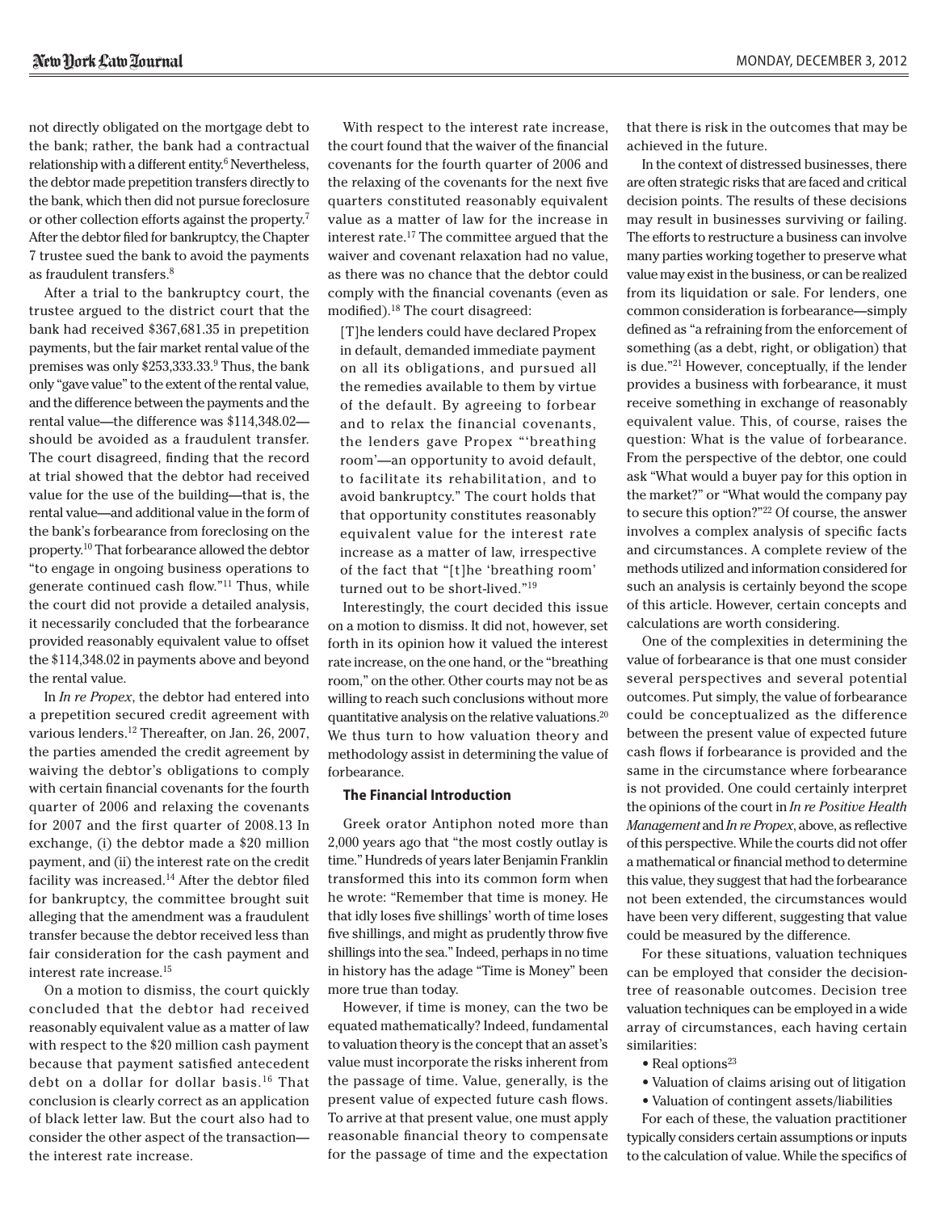not directly obligated on the mortgage debt to the bank; rather, the bank had a contractual relationship with a different entity.[6] Nevertheless, the debtor made prepetition transfers directly to the bank, which then did not pursue foreclosure or other collection efforts against the property.[7] After the debtor filed for bankruptcy, the Chapter 7 trustee sued the bank to avoid the payments as fraudulent transfers.[8]

After a trial to the bankruptcy court, the trustee argued to the district court that the bank had received $367,681.35 in prepetition payments, but the fair market rental value of the premises was only $253,333.33.[9] Thus, the bank only "gave value" to the extent of the rental value, and the difference between the payments and the rental value—the difference was $114,348.02—should be avoided as a fraudulent transfer. The court disagreed, finding that the record at trial showed that the debtor had received value for the use of the building—that is, the rental value—and additional value in the form of the bank's forbearance from foreclosing on the property.[10] That forbearance allowed the debtor "to engage in ongoing business operations to generate continued cash flow."[11] Thus, while the court did not provide a detailed analysis, it necessarily concluded that the forbearance provided reasonably equivalent value to offset the $114,348.02 in payments above and beyond the rental value.

In *In re Propex*, the debtor had entered into a prepetition secured credit agreement with various lenders.[12] Thereafter, on Jan. 26, 2007, the parties amended the credit agreement by waiving the debtor's obligations to comply with certain financial covenants for the fourth quarter of 2006 and relaxing the covenants for 2007 and the first quarter of 2008.13 In exchange, (i) the debtor made a $20 million payment, and (ii) the interest rate on the credit facility was increased.[14] After the debtor filed for bankruptcy, the committee brought suit alleging that the amendment was a fraudulent transfer because the debtor received less than fair consideration for the cash payment and interest rate increase.[15]

On a motion to dismiss, the court quickly concluded that the debtor had received reasonably equivalent value as a matter of law with respect to the $20 million cash payment because that payment satisfied antecedent debt on a dollar for dollar basis.[16] That conclusion is clearly correct as an application of black letter law. But the court also had to consider the other aspect of the transaction—the interest rate increase.

With respect to the interest rate increase, the court found that the waiver of the financial covenants for the fourth quarter of 2006 and the relaxing of the covenants for the next five quarters constituted reasonably equivalent value as a matter of law for the increase in interest rate.[17] The committee argued that the waiver and covenant relaxation had no value, as there was no chance that the debtor could comply with the financial covenants (even as modified).[18] The court disagreed:

> [T]he lenders could have declared Propex in default, demanded immediate payment on all its obligations, and pursued all the remedies available to them by virtue of the default. By agreeing to forbear and to relax the financial covenants, the lenders gave Propex "'breathing room'—an opportunity to avoid default, to facilitate its rehabilitation, and to avoid bankruptcy." The court holds that that opportunity constitutes reasonably equivalent value for the interest rate increase as a matter of law, irrespective of the fact that "[t]he 'breathing room' turned out to be short-lived."[19]

Interestingly, the court decided this issue on a motion to dismiss. It did not, however, set forth in its opinion how it valued the interest rate increase, on the one hand, or the "breathing room," on the other. Other courts may not be as willing to reach such conclusions without more quantitative analysis on the relative valuations.[20] We thus turn to how valuation theory and methodology assist in determining the value of forbearance.

### The Financial Introduction

Greek orator Antiphon noted more than 2,000 years ago that "the most costly outlay is time." Hundreds of years later Benjamin Franklin transformed this into its common form when he wrote: "Remember that time is money. He that idly loses five shillings' worth of time loses five shillings, and might as prudently throw five shillings into the sea." Indeed, perhaps in no time in history has the adage "Time is Money" been more true than today.

However, if time is money, can the two be equated mathematically? Indeed, fundamental to valuation theory is the concept that an asset's value must incorporate the risks inherent from the passage of time. Value, generally, is the present value of expected future cash flows. To arrive at that present value, one must apply reasonable financial theory to compensate for the passage of time and the expectation that there is risk in the outcomes that may be achieved in the future.

In the context of distressed businesses, there are often strategic risks that are faced and critical decision points. The results of these decisions may result in businesses surviving or failing. The efforts to restructure a business can involve many parties working together to preserve what value may exist in the business, or can be realized from its liquidation or sale. For lenders, one common consideration is forbearance—simply defined as "a refraining from the enforcement of something (as a debt, right, or obligation) that is due."[21] However, conceptually, if the lender provides a business with forbearance, it must receive something in exchange of reasonably equivalent value. This, of course, raises the question: What is the value of forbearance. From the perspective of the debtor, one could ask "What would a buyer pay for this option in the market?" or "What would the company pay to secure this option?"[22] Of course, the answer involves a complex analysis of specific facts and circumstances. A complete review of the methods utilized and information considered for such an analysis is certainly beyond the scope of this article. However, certain concepts and calculations are worth considering.

One of the complexities in determining the value of forbearance is that one must consider several perspectives and several potential outcomes. Put simply, the value of forbearance could be conceptualized as the difference between the present value of expected future cash flows if forbearance is provided and the same in the circumstance where forbearance is not provided. One could certainly interpret the opinions of the court in *In re Positive Health Management* and *In re Propex*, above, as reflective of this perspective. While the courts did not offer a mathematical or financial method to determine this value, they suggest that had the forbearance not been extended, the circumstances would have been very different, suggesting that value could be measured by the difference.

For these situations, valuation techniques can be employed that consider the decision-tree of reasonable outcomes. Decision tree valuation techniques can be employed in a wide array of circumstances, each having certain similarities:

- Real options[23]
- Valuation of claims arising out of litigation
- Valuation of contingent assets/liabilities

For each of these, the valuation practitioner typically considers certain assumptions or inputs to the calculation of value. While the specifics of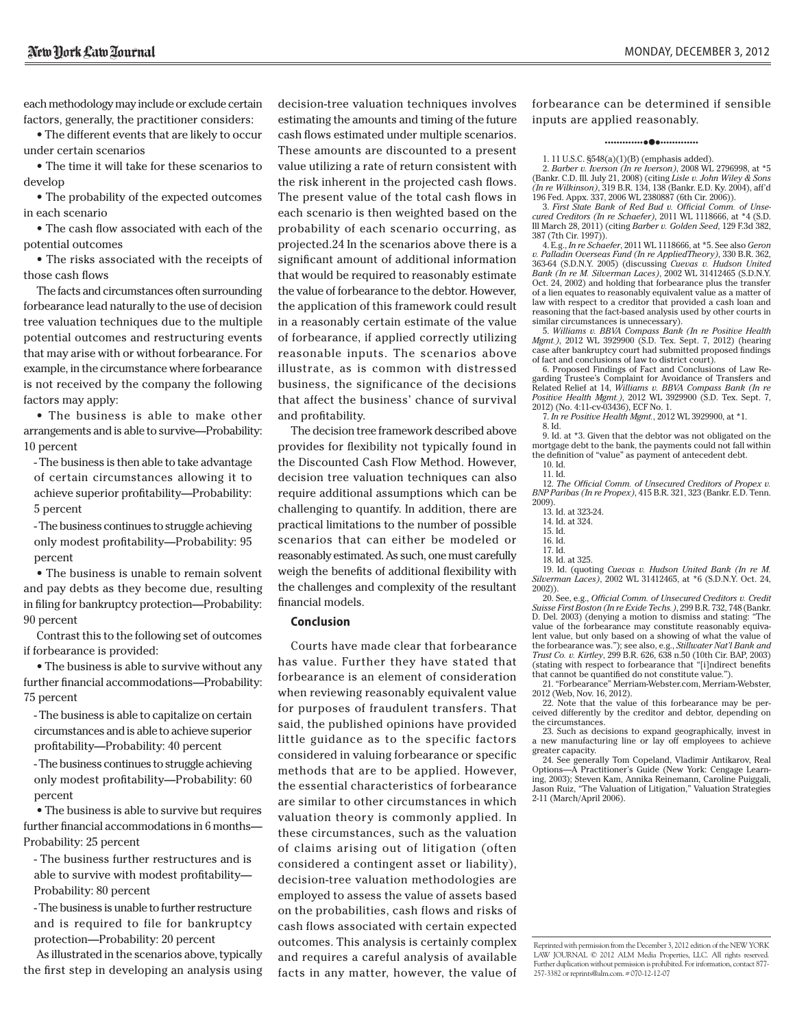each methodology may include or exclude certain factors, generally, the practitioner considers:

- The different events that are likely to occur under certain scenarios
- The time it will take for these scenarios to develop
- The probability of the expected outcomes in each scenario
- The cash flow associated with each of the potential outcomes
- The risks associated with the receipts of those cash flows

The facts and circumstances often surrounding forbearance lead naturally to the use of decision tree valuation techniques due to the multiple potential outcomes and restructuring events that may arise with or without forbearance. For example, in the circumstance where forbearance is not received by the company the following factors may apply:

- The business is able to make other arrangements and is able to survive—Probability: 10 percent
  - The business is then able to take advantage of certain circumstances allowing it to achieve superior profitability—Probability: 5 percent
  - The business continues to struggle achieving only modest profitability—Probability: 95 percent
- The business is unable to remain solvent and pay debts as they become due, resulting in filing for bankruptcy protection—Probability: 90 percent

Contrast this to the following set of outcomes if forbearance is provided:

- The business is able to survive without any further financial accommodations—Probability: 75 percent
  - The business is able to capitalize on certain circumstances and is able to achieve superior profitability—Probability: 40 percent
  - The business continues to struggle achieving only modest profitability—Probability: 60 percent
- The business is able to survive but requires further financial accommodations in 6 months—Probability: 25 percent
  - The business further restructures and is able to survive with modest profitability—Probability: 80 percent
  - The business is unable to further restructure and is required to file for bankruptcy protection—Probability: 20 percent

As illustrated in the scenarios above, typically the first step in developing an analysis using decision-tree valuation techniques involves estimating the amounts and timing of the future cash flows estimated under multiple scenarios. These amounts are discounted to a present value utilizing a rate of return consistent with the risk inherent in the projected cash flows. The present value of the total cash flows in each scenario is then weighted based on the probability of each scenario occurring, as projected.[24] In the scenarios above there is a significant amount of additional information that would be required to reasonably estimate the value of forbearance to the debtor. However, the application of this framework could result in a reasonably certain estimate of the value of forbearance, if applied correctly utilizing reasonable inputs. The scenarios above illustrate, as is common with distressed business, the significance of the decisions that affect the business' chance of survival and profitability.

The decision tree framework described above provides for flexibility not typically found in the Discounted Cash Flow Method. However, decision tree valuation techniques can also require additional assumptions which can be challenging to quantify. In addition, there are practical limitations to the number of possible scenarios that can either be modeled or reasonably estimated. As such, one must carefully weigh the benefits of additional flexibility with the challenges and complexity of the resultant financial models.

## Conclusion

Courts have made clear that forbearance has value. Further they have stated that forbearance is an element of consideration when reviewing reasonably equivalent value for purposes of fraudulent transfers. That said, the published opinions have provided little guidance as to the specific factors considered in valuing forbearance or specific methods that are to be applied. However, the essential characteristics of forbearance are similar to other circumstances in which valuation theory is commonly applied. In these circumstances, such as the valuation of claims arising out of litigation (often considered a contingent asset or liability), decision-tree valuation methodologies are employed to assess the value of assets based on the probabilities, cash flows and risks of cash flows associated with certain expected outcomes. This analysis is certainly complex and requires a careful analysis of available facts in any matter, however, the value of forbearance can be determined if sensible inputs are applied reasonably.

---

1. 11 U.S.C. §548(a)(1)(B) (emphasis added).
2. *Barber v. Iverson (In re Iverson)*, 2008 WL 2796998, at *5 (Bankr. C.D. Ill. July 21, 2008) (citing *Lisle v. John Wiley & Sons (In re Wilkinson)*, 319 B.R. 134, 138 (Bankr. E.D. Ky. 2004), aff'd 196 Fed. Appx. 337, 2006 WL 2380887 (6th Cir. 2006)).
3. *First State Bank of Red Bud v. Official Comm. of Unsecured Creditors (In re Schaefer)*, 2011 WL 1118666, at *4 (S.D. Ill March 28, 2011) (citing *Barber v. Golden Seed*, 129 F.3d 382, 387 (7th Cir. 1997)).
4. E.g., *In re Schaefer*, 2011 WL 1118666, at *5. See also *Geron v. Palladin Overseas Fund (In re AppliedTheory)*, 330 B.R. 362, 363-64 (S.D.N.Y. 2005) (discussing *Cuevas v. Hudson United Bank (In re M. Silverman Laces)*, 2002 WL 31412465 (S.D.N.Y. Oct. 24, 2002) and holding that forbearance plus the transfer of a lien equates to reasonably equivalent value as a matter of law with respect to a creditor that provided a cash loan and reasoning that the fact-based analysis used by other courts in similar circumstances is unnecessary).
5. *Williams v. BBVA Compass Bank (In re Positive Health Mgmt.)*, 2012 WL 3929900 (S.D. Tex. Sept. 7, 2012) (hearing case after bankruptcy court had submitted proposed findings of fact and conclusions of law to district court).
6. Proposed Findings of Fact and Conclusions of Law Regarding Trustee's Complaint for Avoidance of Transfers and Related Relief at 14, *Williams v. BBVA Compass Bank (In re Positive Health Mgmt.)*, 2012 WL 3929900 (S.D. Tex. Sept. 7, 2012) (No. 4:11-cv-03436), ECF No. 1.
7. *In re Positive Health Mgmt.*, 2012 WL 3929900, at *1.
8. Id.
9. Id. at *3. Given that the debtor was not obligated on the mortgage debt to the bank, the payments could not fall within the definition of "value" as payment of antecedent debt.
10. Id.
11. Id.
12. *The Official Comm. of Unsecured Creditors of Propex v. BNP Paribas (In re Propex)*, 415 B.R. 321, 323 (Bankr. E.D. Tenn. 2009).
13. Id. at 323-24.
14. Id. at 324.
15. Id.
16. Id.
17. Id.
18. Id. at 325.
19. Id. (quoting *Cuevas v. Hudson United Bank (In re M. Silverman Laces)*, 2002 WL 31412465, at *6 (S.D.N.Y. Oct. 24, 2002)).
20. See, e.g., *Official Comm. of Unsecured Creditors v. Credit Suisse First Boston (In re Exide Techs.)*, 299 B.R. 732, 748 (Bankr. D. Del. 2003) (denying a motion to dismiss and stating: "The value of the forbearance may constitute reasonably equivalent value, but only based on a showing of what the value of the forbearance was."); see also, e.g., *Stillwater Nat'l Bank and Trust Co. v. Kirtley*, 299 B.R. 626, 638 n.50 (10th Cir. BAP, 2003) (stating with respect to forbearance that "[i]ndirect benefits that cannot be quantified do not constitute value.").
21. "Forbearance" Merriam-Webster.com, Merriam-Webster, 2012 (Web, Nov. 16, 2012).
22. Note that the value of this forbearance may be perceived differently by the creditor and debtor, depending on the circumstances.
23. Such as decisions to expand geographically, invest in a new manufacturing line or lay off employees to achieve greater capacity.
24. See generally Tom Copeland, Vladimir Antikarov, Real Options—A Practitioner's Guide (New York: Cengage Learning, 2003); Steven Kam, Annika Reinemann, Caroline Puiggali, Jason Ruiz, "The Valuation of Litigation," Valuation Strategies 2-11 (March/April 2006).

Reprinted with permission from the December 3, 2012 edition of the NEW YORK LAW JOURNAL © 2012 ALM Media Properties, LLC. All rights reserved. Further duplication without permission is prohibited. For information, contact 877-257-3382 or reprints@alm.com. # 070-12-12-07